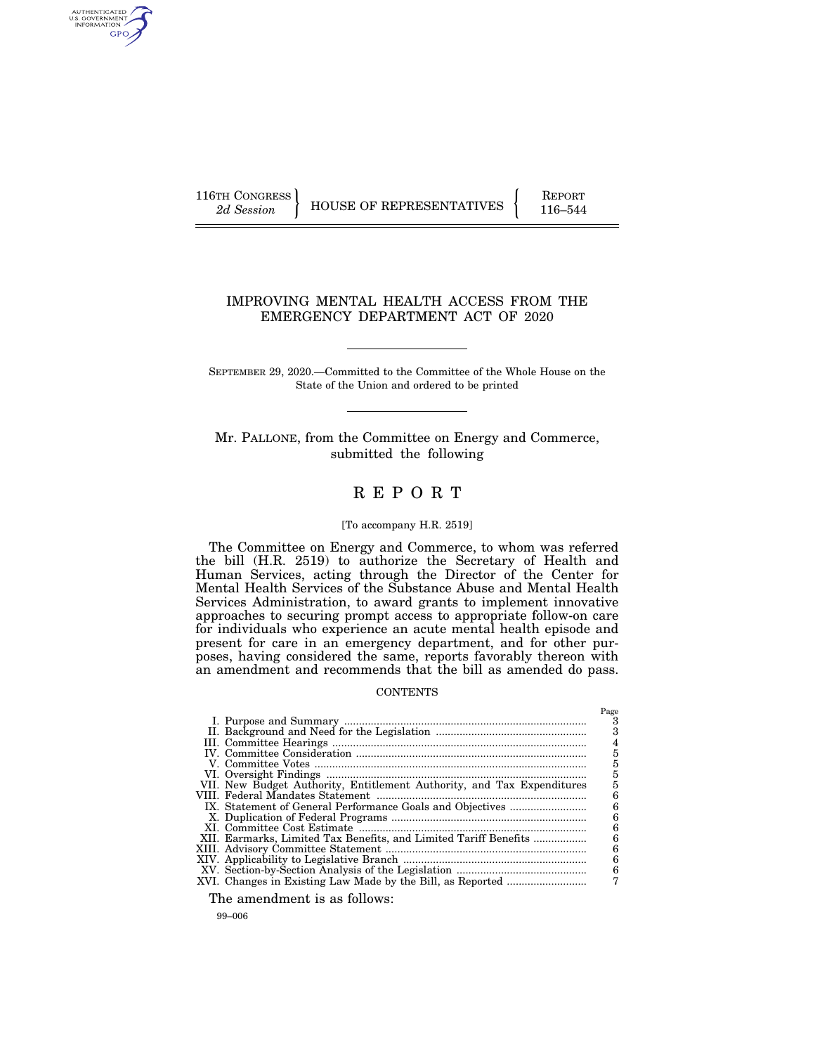116TH CONGRESS
*2d Session*

HOUSE OF REPRESENTATIVES

REPORT
116–544

# IMPROVING MENTAL HEALTH ACCESS FROM THE EMERGENCY DEPARTMENT ACT OF 2020

SEPTEMBER 29, 2020.—Committed to the Committee of the Whole House on the State of the Union and ordered to be printed

Mr. PALLONE, from the Committee on Energy and Commerce, submitted the following

# R E P O R T

[To accompany H.R. 2519]

The Committee on Energy and Commerce, to whom was referred the bill (H.R. 2519) to authorize the Secretary of Health and Human Services, acting through the Director of the Center for Mental Health Services of the Substance Abuse and Mental Health Services Administration, to award grants to implement innovative approaches to securing prompt access to appropriate follow-on care for individuals who experience an acute mental health episode and present for care in an emergency department, and for other purposes, having considered the same, reports favorably thereon with an amendment and recommends that the bill as amended do pass.

CONTENTS

| | Page |
|---|---|
| I. Purpose and Summary | 3 |
| II. Background and Need for the Legislation | 3 |
| III. Committee Hearings | 4 |
| IV. Committee Consideration | 5 |
| V. Committee Votes | 5 |
| VI. Oversight Findings | 5 |
| VII. New Budget Authority, Entitlement Authority, and Tax Expenditures | 5 |
| VIII. Federal Mandates Statement | 6 |
| IX. Statement of General Performance Goals and Objectives | 6 |
| X. Duplication of Federal Programs | 6 |
| XI. Committee Cost Estimate | 6 |
| XII. Earmarks, Limited Tax Benefits, and Limited Tariff Benefits | 6 |
| XIII. Advisory Committee Statement | 6 |
| XIV. Applicability to Legislative Branch | 6 |
| XV. Section-by-Section Analysis of the Legislation | 6 |
| XVI. Changes in Existing Law Made by the Bill, as Reported | 7 |

The amendment is as follows:

99–006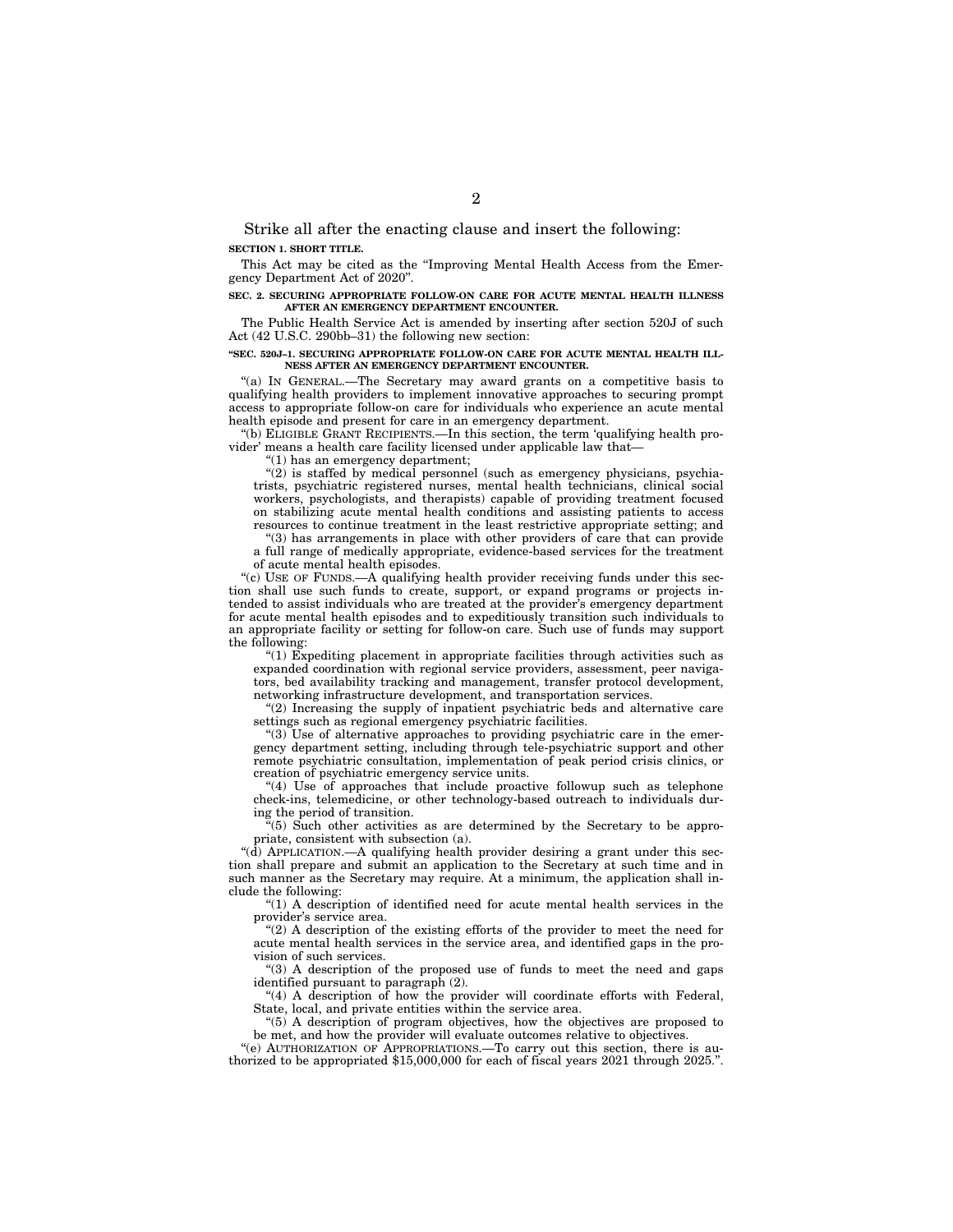Strike all after the enacting clause and insert the following:

**SECTION 1. SHORT TITLE.**

This Act may be cited as the "Improving Mental Health Access from the Emergency Department Act of 2020".

**SEC. 2. SECURING APPROPRIATE FOLLOW-ON CARE FOR ACUTE MENTAL HEALTH ILLNESS AFTER AN EMERGENCY DEPARTMENT ENCOUNTER.**

The Public Health Service Act is amended by inserting after section 520J of such Act (42 U.S.C. 290bb–31) the following new section:

**"SEC. 520J–1. SECURING APPROPRIATE FOLLOW-ON CARE FOR ACUTE MENTAL HEALTH ILLNESS AFTER AN EMERGENCY DEPARTMENT ENCOUNTER.**

"(a) IN GENERAL.—The Secretary may award grants on a competitive basis to qualifying health providers to implement innovative approaches to securing prompt access to appropriate follow-on care for individuals who experience an acute mental health episode and present for care in an emergency department.

"(b) ELIGIBLE GRANT RECIPIENTS.—In this section, the term 'qualifying health provider' means a health care facility licensed under applicable law that—

"(1) has an emergency department;

"(2) is staffed by medical personnel (such as emergency physicians, psychiatrists, psychiatric registered nurses, mental health technicians, clinical social workers, psychologists, and therapists) capable of providing treatment focused on stabilizing acute mental health conditions and assisting patients to access resources to continue treatment in the least restrictive appropriate setting; and

"(3) has arrangements in place with other providers of care that can provide a full range of medically appropriate, evidence-based services for the treatment of acute mental health episodes.

"(c) USE OF FUNDS.—A qualifying health provider receiving funds under this section shall use such funds to create, support, or expand programs or projects intended to assist individuals who are treated at the provider's emergency department for acute mental health episodes and to expeditiously transition such individuals to an appropriate facility or setting for follow-on care. Such use of funds may support the following:

"(1) Expediting placement in appropriate facilities through activities such as expanded coordination with regional service providers, assessment, peer navigators, bed availability tracking and management, transfer protocol development, networking infrastructure development, and transportation services.

"(2) Increasing the supply of inpatient psychiatric beds and alternative care settings such as regional emergency psychiatric facilities.

"(3) Use of alternative approaches to providing psychiatric care in the emergency department setting, including through tele-psychiatric support and other remote psychiatric consultation, implementation of peak period crisis clinics, or creation of psychiatric emergency service units.

"(4) Use of approaches that include proactive followup such as telephone check-ins, telemedicine, or other technology-based outreach to individuals during the period of transition.

"(5) Such other activities as are determined by the Secretary to be appropriate, consistent with subsection (a).

"(d) APPLICATION.—A qualifying health provider desiring a grant under this section shall prepare and submit an application to the Secretary at such time and in such manner as the Secretary may require. At a minimum, the application shall include the following:

"(1) A description of identified need for acute mental health services in the provider's service area.

"(2) A description of the existing efforts of the provider to meet the need for acute mental health services in the service area, and identified gaps in the provision of such services.

"(3) A description of the proposed use of funds to meet the need and gaps identified pursuant to paragraph (2).

"(4) A description of how the provider will coordinate efforts with Federal, State, local, and private entities within the service area.

"(5) A description of program objectives, how the objectives are proposed to be met, and how the provider will evaluate outcomes relative to objectives.

"(e) AUTHORIZATION OF APPROPRIATIONS.—To carry out this section, there is authorized to be appropriated $15,000,000 for each of fiscal years 2021 through 2025.".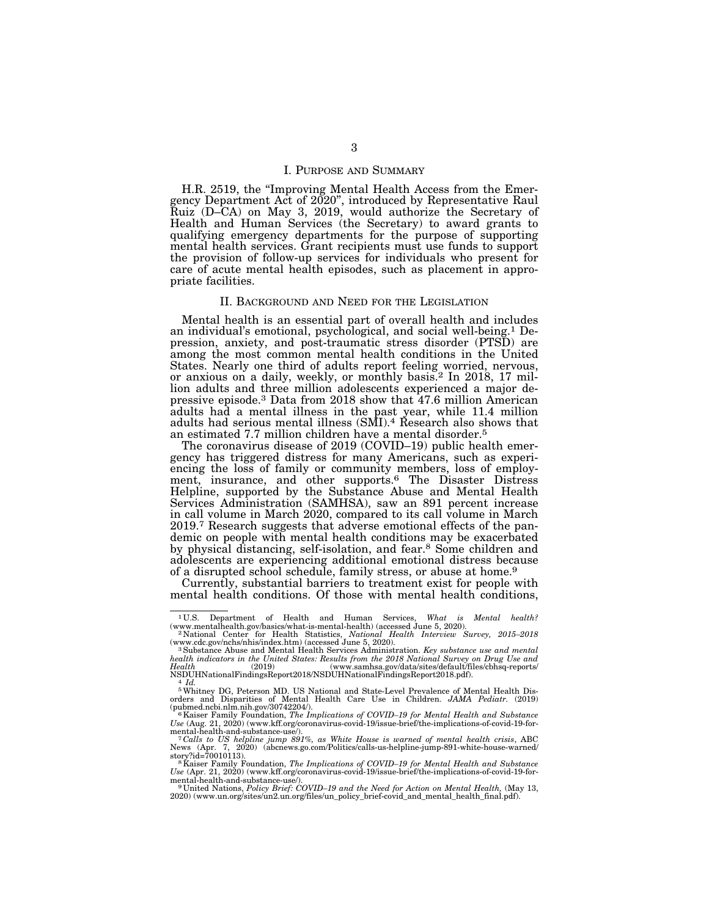## I. Purpose and Summary

H.R. 2519, the "Improving Mental Health Access from the Emergency Department Act of 2020", introduced by Representative Raul Ruiz (D–CA) on May 3, 2019, would authorize the Secretary of Health and Human Services (the Secretary) to award grants to qualifying emergency departments for the purpose of supporting mental health services. Grant recipients must use funds to support the provision of follow-up services for individuals who present for care of acute mental health episodes, such as placement in appropriate facilities.

## II. Background and Need for the Legislation

Mental health is an essential part of overall health and includes an individual's emotional, psychological, and social well-being.[1] Depression, anxiety, and post-traumatic stress disorder (PTSD) are among the most common mental health conditions in the United States. Nearly one third of adults report feeling worried, nervous, or anxious on a daily, weekly, or monthly basis.[2] In 2018, 17 million adults and three million adolescents experienced a major depressive episode.[3] Data from 2018 show that 47.6 million American adults had a mental illness in the past year, while 11.4 million adults had serious mental illness (SMI).[4] Research also shows that an estimated 7.7 million children have a mental disorder.[5]

The coronavirus disease of 2019 (COVID–19) public health emergency has triggered distress for many Americans, such as experiencing the loss of family or community members, loss of employment, insurance, and other supports.[6] The Disaster Distress Helpline, supported by the Substance Abuse and Mental Health Services Administration (SAMHSA), saw an 891 percent increase in call volume in March 2020, compared to its call volume in March 2019.[7] Research suggests that adverse emotional effects of the pandemic on people with mental health conditions may be exacerbated by physical distancing, self-isolation, and fear.[8] Some children and adolescents are experiencing additional emotional distress because of a disrupted school schedule, family stress, or abuse at home.[9]

Currently, substantial barriers to treatment exist for people with mental health conditions. Of those with mental health conditions,

---

[1] U.S. Department of Health and Human Services, *What is Mental health?* (www.mentalhealth.gov/basics/what-is-mental-health) (accessed June 5, 2020).

[2] National Center for Health Statistics, *National Health Interview Survey, 2015–2018* (www.cdc.gov/nchs/nhis/index.htm) (accessed June 5, 2020).

[3] Substance Abuse and Mental Health Services Administration. *Key substance use and mental health indicators in the United States: Results from the 2018 National Survey on Drug Use and Health* (2019) (www.samhsa.gov/data/sites/default/files/cbhsq-reports/NSDUHNationalFindingsReport2018/NSDUHNationalFindingsReport2018.pdf).

[4] *Id.*

[5] Whitney DG, Peterson MD. US National and State-Level Prevalence of Mental Health Disorders and Disparities of Mental Health Care Use in Children. *JAMA Pediatr.* (2019) (pubmed.ncbi.nlm.nih.gov/30742204/).

[6] Kaiser Family Foundation, *The Implications of COVID–19 for Mental Health and Substance Use* (Aug. 21, 2020) (www.kff.org/coronavirus-covid-19/issue-brief/the-implications-of-covid-19-for-mental-health-and-substance-use/).

[7] *Calls to US helpline jump 891%, as White House is warned of mental health crisis*, ABC News (Apr. 7, 2020) (abcnews.go.com/Politics/calls-us-helpline-jump-891-white-house-warned/story?id=70010113).

[8] Kaiser Family Foundation, *The Implications of COVID–19 for Mental Health and Substance Use* (Apr. 21, 2020) (www.kff.org/coronavirus-covid-19/issue-brief/the-implications-of-covid-19-for-mental-health-and-substance-use/).

[9] United Nations, *Policy Brief: COVID–19 and the Need for Action on Mental Health,* (May 13, 2020) (www.un.org/sites/un2.un.org/files/un_policy_brief-covid_and_mental_health_final.pdf).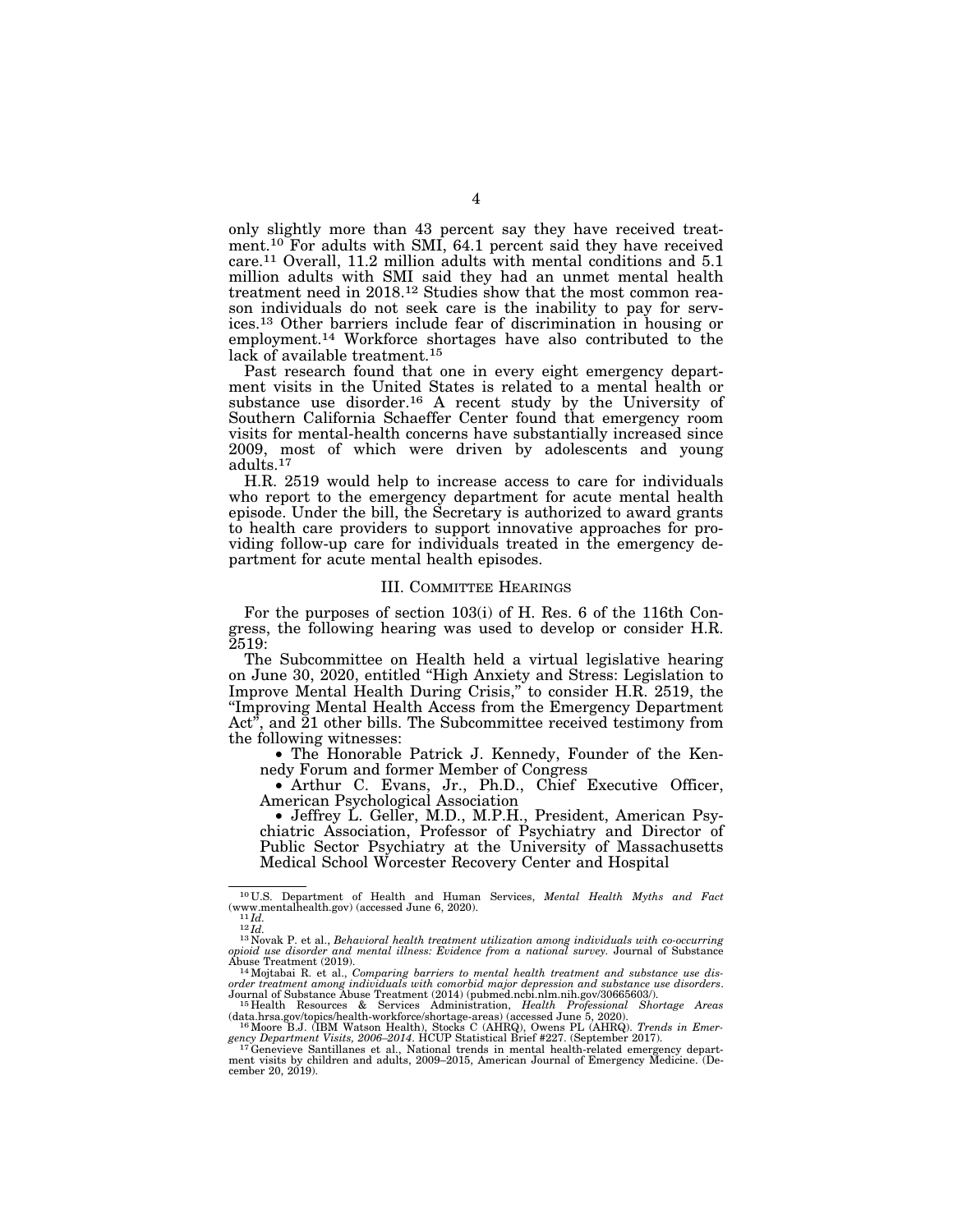only slightly more than 43 percent say they have received treatment.[10] For adults with SMI, 64.1 percent said they have received care.[11] Overall, 11.2 million adults with mental conditions and 5.1 million adults with SMI said they had an unmet mental health treatment need in 2018.[12] Studies show that the most common reason individuals do not seek care is the inability to pay for services.[13] Other barriers include fear of discrimination in housing or employment.[14] Workforce shortages have also contributed to the lack of available treatment.[15]

Past research found that one in every eight emergency department visits in the United States is related to a mental health or substance use disorder.[16] A recent study by the University of Southern California Schaeffer Center found that emergency room visits for mental-health concerns have substantially increased since 2009, most of which were driven by adolescents and young adults.[17]

H.R. 2519 would help to increase access to care for individuals who report to the emergency department for acute mental health episode. Under the bill, the Secretary is authorized to award grants to health care providers to support innovative approaches for providing follow-up care for individuals treated in the emergency department for acute mental health episodes.

## III. Committee Hearings

For the purposes of section 103(i) of H. Res. 6 of the 116th Congress, the following hearing was used to develop or consider H.R. 2519:

The Subcommittee on Health held a virtual legislative hearing on June 30, 2020, entitled "High Anxiety and Stress: Legislation to Improve Mental Health During Crisis," to consider H.R. 2519, the "Improving Mental Health Access from the Emergency Department Act", and 21 other bills. The Subcommittee received testimony from the following witnesses:

- The Honorable Patrick J. Kennedy, Founder of the Kennedy Forum and former Member of Congress
- Arthur C. Evans, Jr., Ph.D., Chief Executive Officer, American Psychological Association
- Jeffrey L. Geller, M.D., M.P.H., President, American Psychiatric Association, Professor of Psychiatry and Director of Public Sector Psychiatry at the University of Massachusetts Medical School Worcester Recovery Center and Hospital

---

[10] U.S. Department of Health and Human Services, *Mental Health Myths and Fact* (www.mentalhealth.gov) (accessed June 6, 2020).

[11] *Id.*

[12] *Id.*

[13] Novak P. et al., *Behavioral health treatment utilization among individuals with co-occurring opioid use disorder and mental illness: Evidence from a national survey.* Journal of Substance Abuse Treatment (2019).

[14] Mojtabai R. et al., *Comparing barriers to mental health treatment and substance use disorder treatment among individuals with comorbid major depression and substance use disorders*. Journal of Substance Abuse Treatment (2014) (pubmed.ncbi.nlm.nih.gov/30665603/).

[15] Health Resources & Services Administration, *Health Professional Shortage Areas* (data.hrsa.gov/topics/health-workforce/shortage-areas) (accessed June 5, 2020).

[16] Moore B.J. (IBM Watson Health), Stocks C (AHRQ), Owens PL (AHRQ). *Trends in Emergency Department Visits, 2006–2014*. HCUP Statistical Brief #227. (September 2017).

[17] Genevieve Santillanes et al., National trends in mental health-related emergency department visits by children and adults, 2009–2015, American Journal of Emergency Medicine. (December 20, 2019).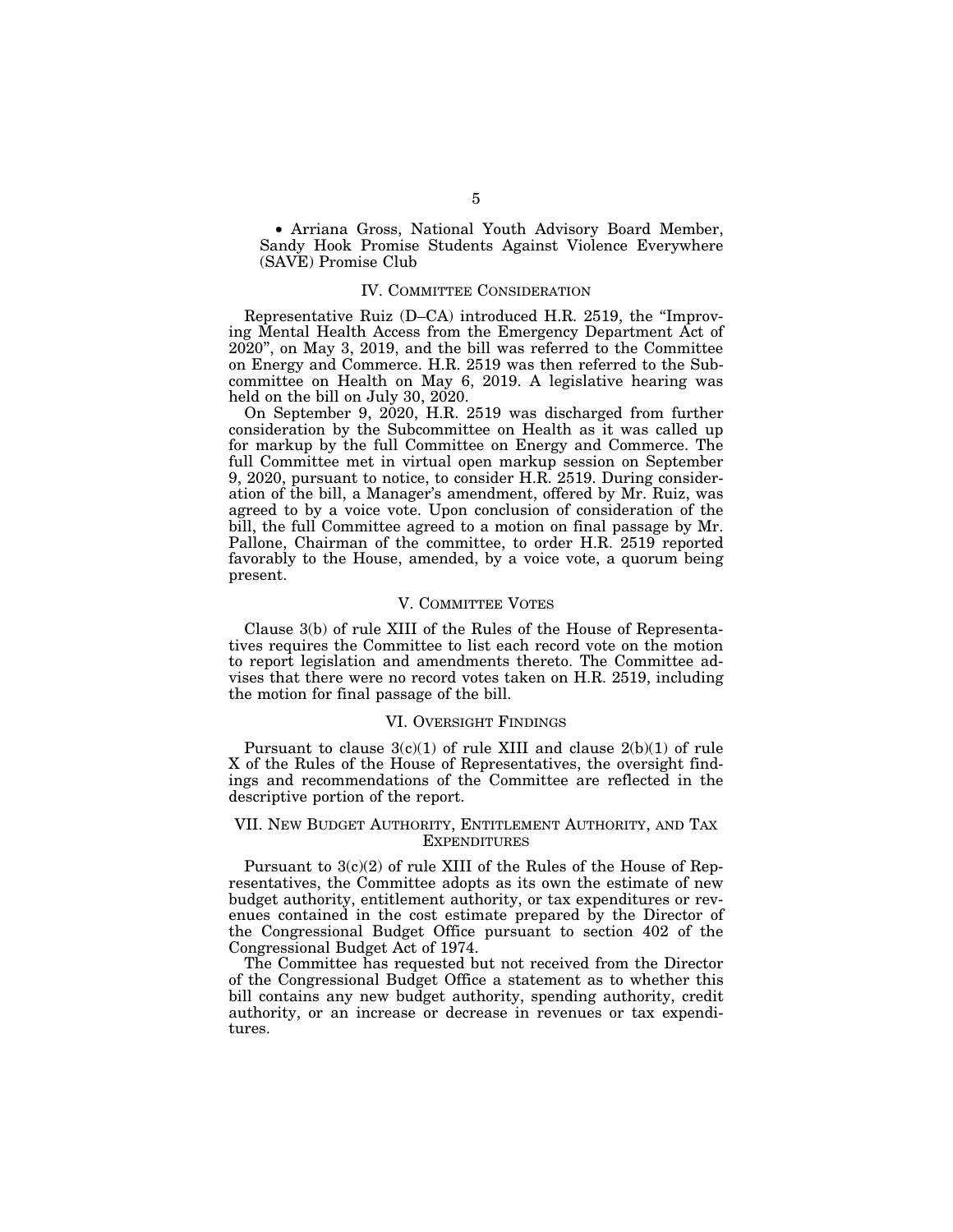- Arriana Gross, National Youth Advisory Board Member, Sandy Hook Promise Students Against Violence Everywhere (SAVE) Promise Club

## IV. Committee Consideration

Representative Ruiz (D–CA) introduced H.R. 2519, the "Improving Mental Health Access from the Emergency Department Act of 2020", on May 3, 2019, and the bill was referred to the Committee on Energy and Commerce. H.R. 2519 was then referred to the Subcommittee on Health on May 6, 2019. A legislative hearing was held on the bill on July 30, 2020.

On September 9, 2020, H.R. 2519 was discharged from further consideration by the Subcommittee on Health as it was called up for markup by the full Committee on Energy and Commerce. The full Committee met in virtual open markup session on September 9, 2020, pursuant to notice, to consider H.R. 2519. During consideration of the bill, a Manager's amendment, offered by Mr. Ruiz, was agreed to by a voice vote. Upon conclusion of consideration of the bill, the full Committee agreed to a motion on final passage by Mr. Pallone, Chairman of the committee, to order H.R. 2519 reported favorably to the House, amended, by a voice vote, a quorum being present.

## V. Committee Votes

Clause 3(b) of rule XIII of the Rules of the House of Representatives requires the Committee to list each record vote on the motion to report legislation and amendments thereto. The Committee advises that there were no record votes taken on H.R. 2519, including the motion for final passage of the bill.

## VI. Oversight Findings

Pursuant to clause 3(c)(1) of rule XIII and clause 2(b)(1) of rule X of the Rules of the House of Representatives, the oversight findings and recommendations of the Committee are reflected in the descriptive portion of the report.

## VII. New Budget Authority, Entitlement Authority, and Tax Expenditures

Pursuant to 3(c)(2) of rule XIII of the Rules of the House of Representatives, the Committee adopts as its own the estimate of new budget authority, entitlement authority, or tax expenditures or revenues contained in the cost estimate prepared by the Director of the Congressional Budget Office pursuant to section 402 of the Congressional Budget Act of 1974.

The Committee has requested but not received from the Director of the Congressional Budget Office a statement as to whether this bill contains any new budget authority, spending authority, credit authority, or an increase or decrease in revenues or tax expenditures.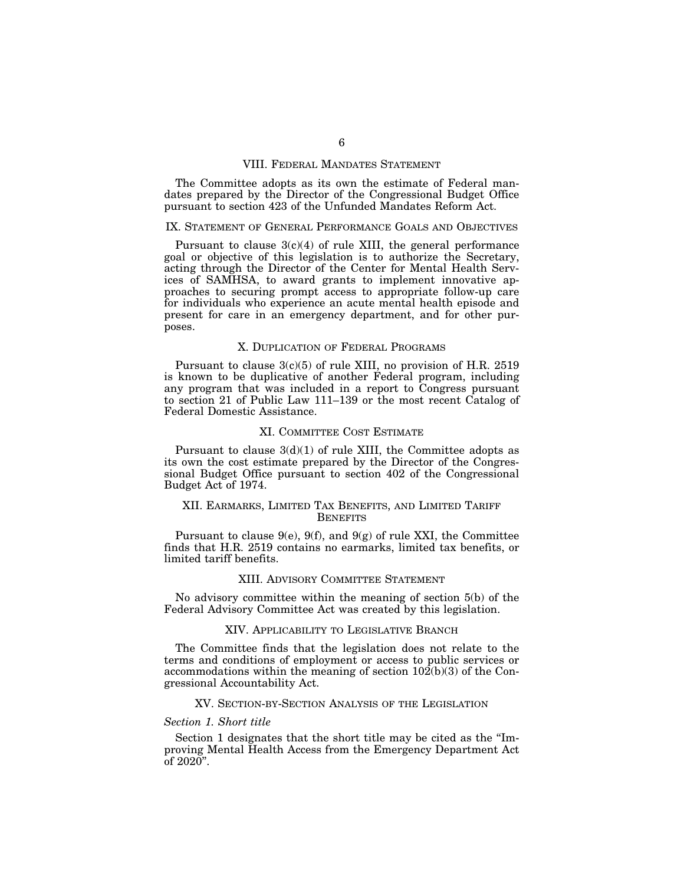## VIII. Federal Mandates Statement

The Committee adopts as its own the estimate of Federal mandates prepared by the Director of the Congressional Budget Office pursuant to section 423 of the Unfunded Mandates Reform Act.

## IX. Statement of General Performance Goals and Objectives

Pursuant to clause 3(c)(4) of rule XIII, the general performance goal or objective of this legislation is to authorize the Secretary, acting through the Director of the Center for Mental Health Services of SAMHSA, to award grants to implement innovative approaches to securing prompt access to appropriate follow-up care for individuals who experience an acute mental health episode and present for care in an emergency department, and for other purposes.

## X. Duplication of Federal Programs

Pursuant to clause 3(c)(5) of rule XIII, no provision of H.R. 2519 is known to be duplicative of another Federal program, including any program that was included in a report to Congress pursuant to section 21 of Public Law 111–139 or the most recent Catalog of Federal Domestic Assistance.

## XI. Committee Cost Estimate

Pursuant to clause 3(d)(1) of rule XIII, the Committee adopts as its own the cost estimate prepared by the Director of the Congressional Budget Office pursuant to section 402 of the Congressional Budget Act of 1974.

## XII. Earmarks, Limited Tax Benefits, and Limited Tariff Benefits

Pursuant to clause 9(e), 9(f), and 9(g) of rule XXI, the Committee finds that H.R. 2519 contains no earmarks, limited tax benefits, or limited tariff benefits.

## XIII. Advisory Committee Statement

No advisory committee within the meaning of section 5(b) of the Federal Advisory Committee Act was created by this legislation.

## XIV. Applicability to Legislative Branch

The Committee finds that the legislation does not relate to the terms and conditions of employment or access to public services or accommodations within the meaning of section 102(b)(3) of the Congressional Accountability Act.

## XV. Section-by-Section Analysis of the Legislation

### *Section 1. Short title*

Section 1 designates that the short title may be cited as the "Improving Mental Health Access from the Emergency Department Act of 2020".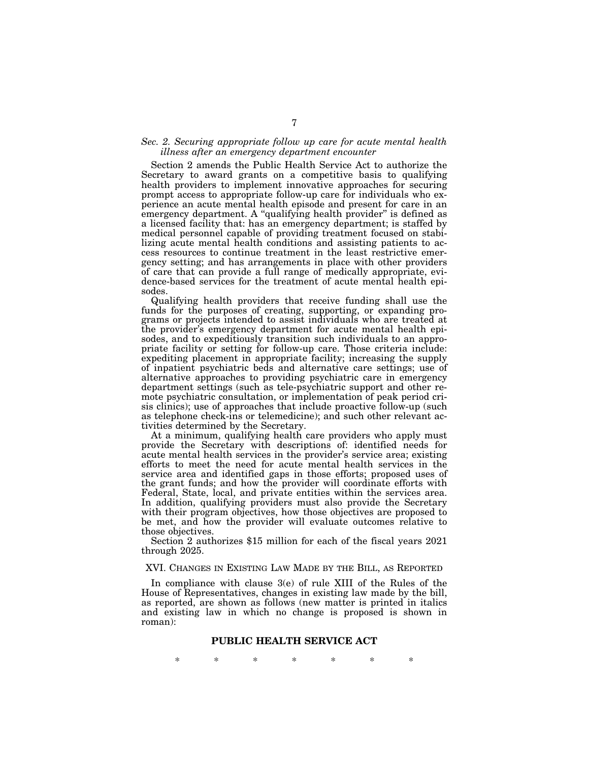*Sec. 2. Securing appropriate follow up care for acute mental health illness after an emergency department encounter*

Section 2 amends the Public Health Service Act to authorize the Secretary to award grants on a competitive basis to qualifying health providers to implement innovative approaches for securing prompt access to appropriate follow-up care for individuals who experience an acute mental health episode and present for care in an emergency department. A "qualifying health provider" is defined as a licensed facility that: has an emergency department; is staffed by medical personnel capable of providing treatment focused on stabilizing acute mental health conditions and assisting patients to access resources to continue treatment in the least restrictive emergency setting; and has arrangements in place with other providers of care that can provide a full range of medically appropriate, evidence-based services for the treatment of acute mental health episodes.

Qualifying health providers that receive funding shall use the funds for the purposes of creating, supporting, or expanding programs or projects intended to assist individuals who are treated at the provider's emergency department for acute mental health episodes, and to expeditiously transition such individuals to an appropriate facility or setting for follow-up care. Those criteria include: expediting placement in appropriate facility; increasing the supply of inpatient psychiatric beds and alternative care settings; use of alternative approaches to providing psychiatric care in emergency department settings (such as tele-psychiatric support and other remote psychiatric consultation, or implementation of peak period crisis clinics); use of approaches that include proactive follow-up (such as telephone check-ins or telemedicine); and such other relevant activities determined by the Secretary.

At a minimum, qualifying health care providers who apply must provide the Secretary with descriptions of: identified needs for acute mental health services in the provider's service area; existing efforts to meet the need for acute mental health services in the service area and identified gaps in those efforts; proposed uses of the grant funds; and how the provider will coordinate efforts with Federal, State, local, and private entities within the services area. In addition, qualifying providers must also provide the Secretary with their program objectives, how those objectives are proposed to be met, and how the provider will evaluate outcomes relative to those objectives.

Section 2 authorizes $15 million for each of the fiscal years 2021 through 2025.

## XVI. Changes in Existing Law Made by the Bill, as Reported

In compliance with clause 3(e) of rule XIII of the Rules of the House of Representatives, changes in existing law made by the bill, as reported, are shown as follows (new matter is printed in italics and existing law in which no change is proposed is shown in roman):

**PUBLIC HEALTH SERVICE ACT**

\* \* \* \* \* \* \*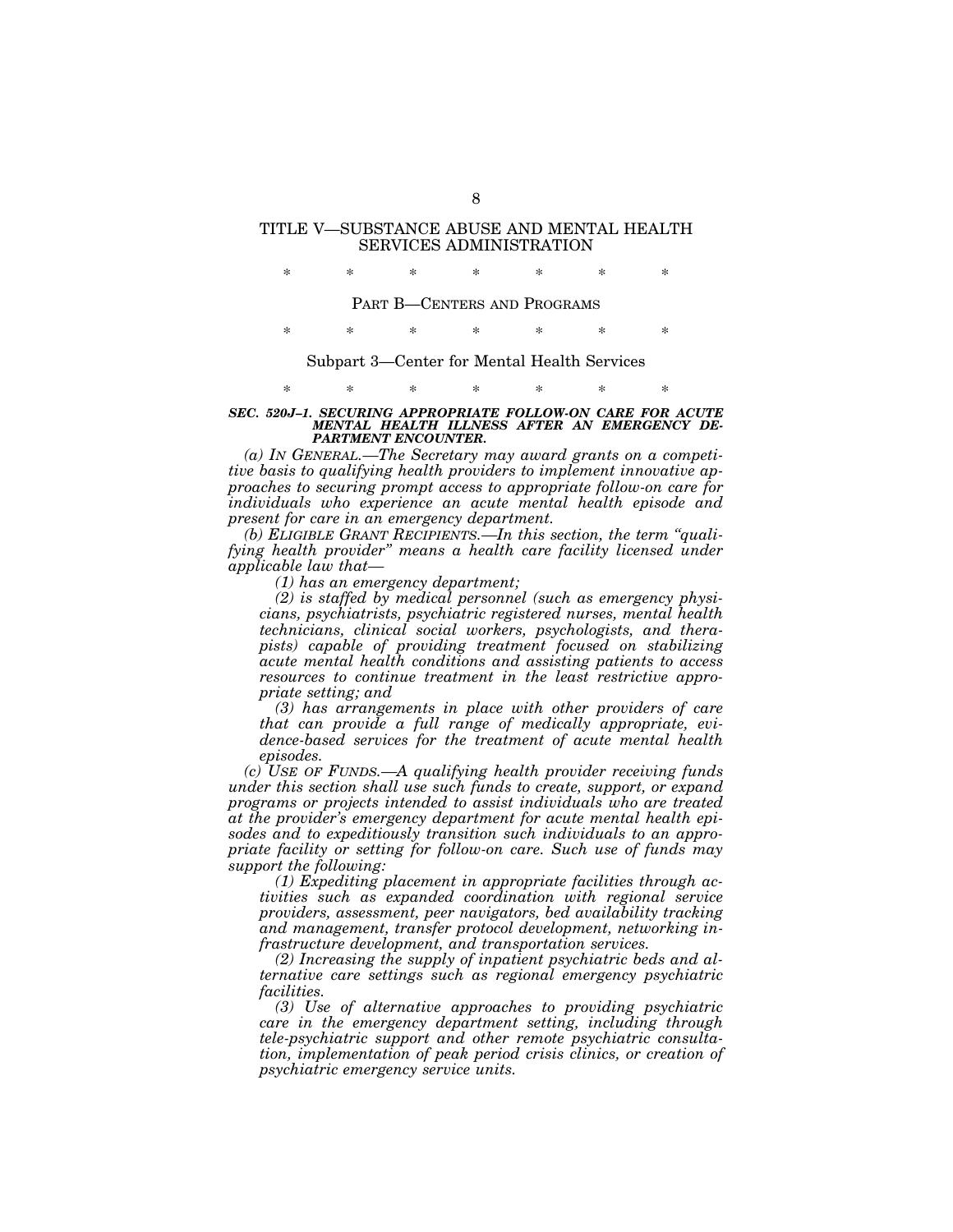# TITLE V—SUBSTANCE ABUSE AND MENTAL HEALTH SERVICES ADMINISTRATION

\* \* \* \* \* \* \*

## PART B—CENTERS AND PROGRAMS

\* \* \* \* \* \* \*

### Subpart 3—Center for Mental Health Services

\* \* \* \* \* \* \*

***SEC. 520J–1. SECURING APPROPRIATE FOLLOW-ON CARE FOR ACUTE MENTAL HEALTH ILLNESS AFTER AN EMERGENCY DEPARTMENT ENCOUNTER.***

*(a) IN GENERAL.—The Secretary may award grants on a competitive basis to qualifying health providers to implement innovative approaches to securing prompt access to appropriate follow-on care for individuals who experience an acute mental health episode and present for care in an emergency department.*

*(b) ELIGIBLE GRANT RECIPIENTS.—In this section, the term "qualifying health provider" means a health care facility licensed under applicable law that—*

*(1) has an emergency department;*

*(2) is staffed by medical personnel (such as emergency physicians, psychiatrists, psychiatric registered nurses, mental health technicians, clinical social workers, psychologists, and therapists) capable of providing treatment focused on stabilizing acute mental health conditions and assisting patients to access resources to continue treatment in the least restrictive appropriate setting; and*

*(3) has arrangements in place with other providers of care that can provide a full range of medically appropriate, evidence-based services for the treatment of acute mental health episodes.*

*(c) USE OF FUNDS.—A qualifying health provider receiving funds under this section shall use such funds to create, support, or expand programs or projects intended to assist individuals who are treated at the provider's emergency department for acute mental health episodes and to expeditiously transition such individuals to an appropriate facility or setting for follow-on care. Such use of funds may support the following:*

*(1) Expediting placement in appropriate facilities through activities such as expanded coordination with regional service providers, assessment, peer navigators, bed availability tracking and management, transfer protocol development, networking infrastructure development, and transportation services.*

*(2) Increasing the supply of inpatient psychiatric beds and alternative care settings such as regional emergency psychiatric facilities.*

*(3) Use of alternative approaches to providing psychiatric care in the emergency department setting, including through tele-psychiatric support and other remote psychiatric consultation, implementation of peak period crisis clinics, or creation of psychiatric emergency service units.*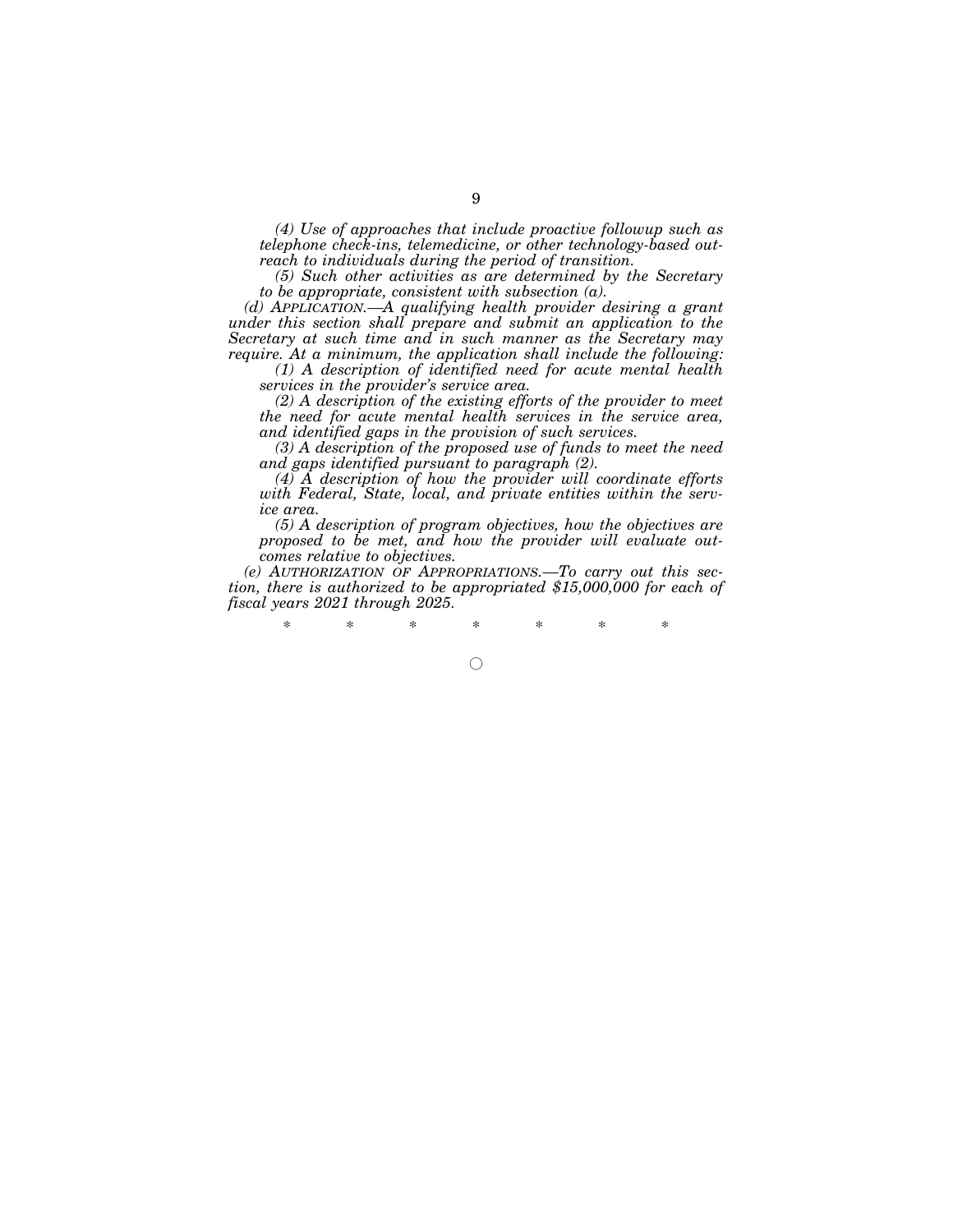*(4) Use of approaches that include proactive followup such as telephone check-ins, telemedicine, or other technology-based outreach to individuals during the period of transition.*

*(5) Such other activities as are determined by the Secretary to be appropriate, consistent with subsection (a).*

*(d) APPLICATION.—A qualifying health provider desiring a grant under this section shall prepare and submit an application to the Secretary at such time and in such manner as the Secretary may require. At a minimum, the application shall include the following:*

*(1) A description of identified need for acute mental health services in the provider's service area.*

*(2) A description of the existing efforts of the provider to meet the need for acute mental health services in the service area, and identified gaps in the provision of such services.*

*(3) A description of the proposed use of funds to meet the need and gaps identified pursuant to paragraph (2).*

*(4) A description of how the provider will coordinate efforts with Federal, State, local, and private entities within the service area.*

*(5) A description of program objectives, how the objectives are proposed to be met, and how the provider will evaluate outcomes relative to objectives.*

*(e) AUTHORIZATION OF APPROPRIATIONS.—To carry out this section, there is authorized to be appropriated $15,000,000 for each of fiscal years 2021 through 2025.*

\* \* \* \* \* \* \*